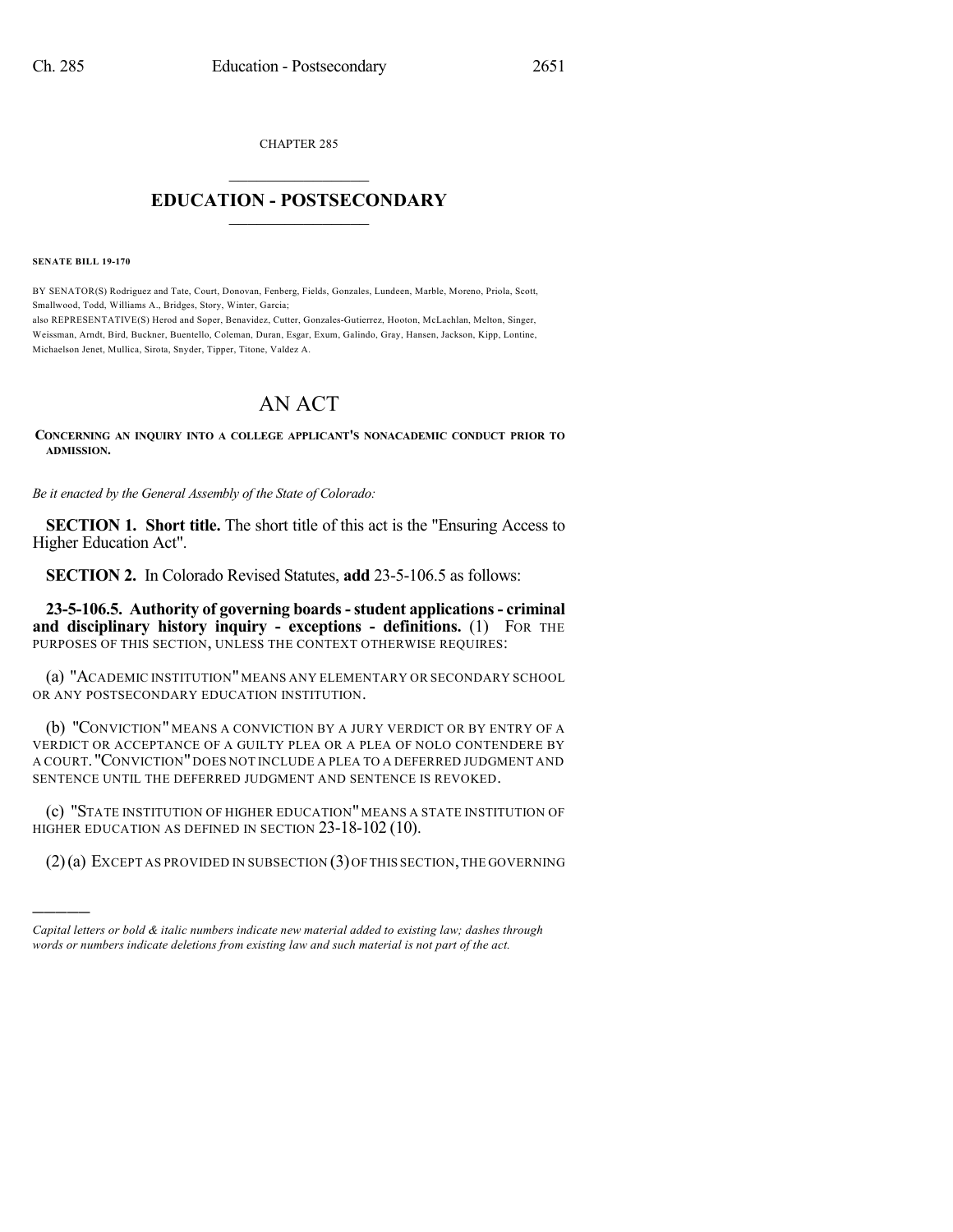CHAPTER 285

# EDUCATION - POSTSECONDARY

**SENATE BILL 19-170**

BY SENATOR(S) Rodriguez and Tate, Court, Donovan, Fenberg, Fields, Gonzales, Lundeen, Marble, Moreno, Priola, Scott, Smallwood, Todd, Williams A., Bridges, Story, Winter, Garcia;

also REPRESENTATIVE(S) Herod and Soper, Benavidez, Cutter, Gonzales-Gutierrez, Hooton, McLachlan, Melton, Singer, Weissman, Arndt, Bird, Buckner, Buentello, Coleman, Duran, Esgar, Exum, Galindo, Gray, Hansen, Jackson, Kipp, Lontine, Michaelson Jenet, Mullica, Sirota, Snyder, Tipper, Titone, Valdez A.

# AN ACT

**CONCERNING AN INQUIRY INTO A COLLEGE APPLICANT'S NONACADEMIC CONDUCT PRIOR TO ADMISSION.**

*Be it enacted by the General Assembly of the State of Colorado:*

**SECTION 1. Short title.** The short title of this act is the "Ensuring Access to Higher Education Act".

**SECTION 2.** In Colorado Revised Statutes, **add** 23-5-106.5 as follows:

**23-5-106.5. Authority of governing boards - student applications - criminal and disciplinary history inquiry - exceptions - definitions.** (1) FOR THE PURPOSES OF THIS SECTION, UNLESS THE CONTEXT OTHERWISE REQUIRES:

(a) "ACADEMIC INSTITUTION" MEANS ANY ELEMENTARY OR SECONDARY SCHOOL OR ANY POSTSECONDARY EDUCATION INSTITUTION.

(b) "CONVICTION" MEANS A CONVICTION BY A JURY VERDICT OR BY ENTRY OF A VERDICT OR ACCEPTANCE OF A GUILTY PLEA OR A PLEA OF NOLO CONTENDERE BY A COURT. "CONVICTION" DOES NOT INCLUDE A PLEA TO A DEFERRED JUDGMENT AND SENTENCE UNTIL THE DEFERRED JUDGMENT AND SENTENCE IS REVOKED.

(c) "STATE INSTITUTION OF HIGHER EDUCATION" MEANS A STATE INSTITUTION OF HIGHER EDUCATION AS DEFINED IN SECTION 23-18-102 (10).

(2) (a) EXCEPT AS PROVIDED IN SUBSECTION (3) OF THIS SECTION, THE GOVERNING

---

*Capital letters or bold & italic numbers indicate new material added to existing law; dashes through words or numbers indicate deletions from existing law and such material is not part of the act.*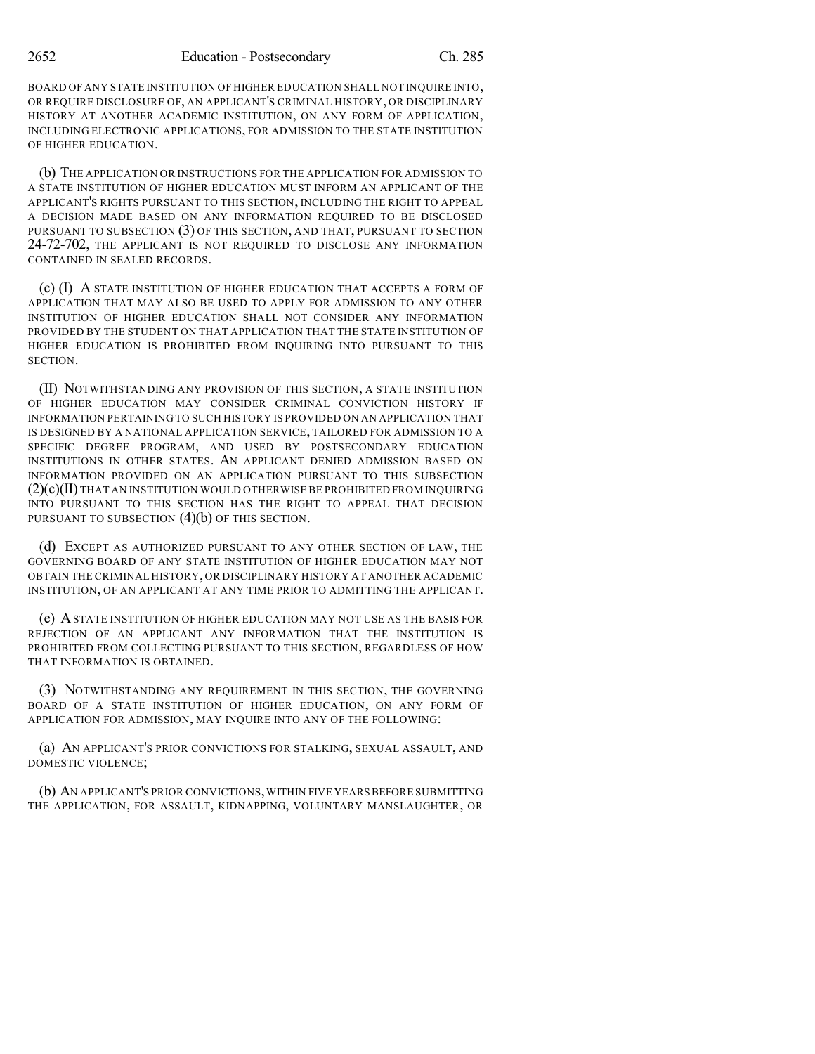BOARD OF ANY STATE INSTITUTION OF HIGHER EDUCATION SHALL NOT INQUIRE INTO, OR REQUIRE DISCLOSURE OF, AN APPLICANT'S CRIMINAL HISTORY, OR DISCIPLINARY HISTORY AT ANOTHER ACADEMIC INSTITUTION, ON ANY FORM OF APPLICATION, INCLUDING ELECTRONIC APPLICATIONS, FOR ADMISSION TO THE STATE INSTITUTION OF HIGHER EDUCATION.

(b) THE APPLICATION OR INSTRUCTIONS FOR THE APPLICATION FOR ADMISSION TO A STATE INSTITUTION OF HIGHER EDUCATION MUST INFORM AN APPLICANT OF THE APPLICANT'S RIGHTS PURSUANT TO THIS SECTION, INCLUDING THE RIGHT TO APPEAL A DECISION MADE BASED ON ANY INFORMATION REQUIRED TO BE DISCLOSED PURSUANT TO SUBSECTION (3) OF THIS SECTION, AND THAT, PURSUANT TO SECTION 24-72-702, THE APPLICANT IS NOT REQUIRED TO DISCLOSE ANY INFORMATION CONTAINED IN SEALED RECORDS.

(c) (I) A STATE INSTITUTION OF HIGHER EDUCATION THAT ACCEPTS A FORM OF APPLICATION THAT MAY ALSO BE USED TO APPLY FOR ADMISSION TO ANY OTHER INSTITUTION OF HIGHER EDUCATION SHALL NOT CONSIDER ANY INFORMATION PROVIDED BY THE STUDENT ON THAT APPLICATION THAT THE STATE INSTITUTION OF HIGHER EDUCATION IS PROHIBITED FROM INQUIRING INTO PURSUANT TO THIS SECTION.

(II) NOTWITHSTANDING ANY PROVISION OF THIS SECTION, A STATE INSTITUTION OF HIGHER EDUCATION MAY CONSIDER CRIMINAL CONVICTION HISTORY IF INFORMATION PERTAINING TO SUCH HISTORY IS PROVIDED ON AN APPLICATION THAT IS DESIGNED BY A NATIONAL APPLICATION SERVICE, TAILORED FOR ADMISSION TO A SPECIFIC DEGREE PROGRAM, AND USED BY POSTSECONDARY EDUCATION INSTITUTIONS IN OTHER STATES. AN APPLICANT DENIED ADMISSION BASED ON INFORMATION PROVIDED ON AN APPLICATION PURSUANT TO THIS SUBSECTION (2)(c)(II) THAT AN INSTITUTION WOULD OTHERWISE BE PROHIBITED FROM INQUIRING INTO PURSUANT TO THIS SECTION HAS THE RIGHT TO APPEAL THAT DECISION PURSUANT TO SUBSECTION (4)(b) OF THIS SECTION.

(d) EXCEPT AS AUTHORIZED PURSUANT TO ANY OTHER SECTION OF LAW, THE GOVERNING BOARD OF ANY STATE INSTITUTION OF HIGHER EDUCATION MAY NOT OBTAIN THE CRIMINAL HISTORY, OR DISCIPLINARY HISTORY AT ANOTHER ACADEMIC INSTITUTION, OF AN APPLICANT AT ANY TIME PRIOR TO ADMITTING THE APPLICANT.

(e) A STATE INSTITUTION OF HIGHER EDUCATION MAY NOT USE AS THE BASIS FOR REJECTION OF AN APPLICANT ANY INFORMATION THAT THE INSTITUTION IS PROHIBITED FROM COLLECTING PURSUANT TO THIS SECTION, REGARDLESS OF HOW THAT INFORMATION IS OBTAINED.

(3) NOTWITHSTANDING ANY REQUIREMENT IN THIS SECTION, THE GOVERNING BOARD OF A STATE INSTITUTION OF HIGHER EDUCATION, ON ANY FORM OF APPLICATION FOR ADMISSION, MAY INQUIRE INTO ANY OF THE FOLLOWING:

(a) AN APPLICANT'S PRIOR CONVICTIONS FOR STALKING, SEXUAL ASSAULT, AND DOMESTIC VIOLENCE;

(b) AN APPLICANT'S PRIOR CONVICTIONS, WITHIN FIVE YEARS BEFORE SUBMITTING THE APPLICATION, FOR ASSAULT, KIDNAPPING, VOLUNTARY MANSLAUGHTER, OR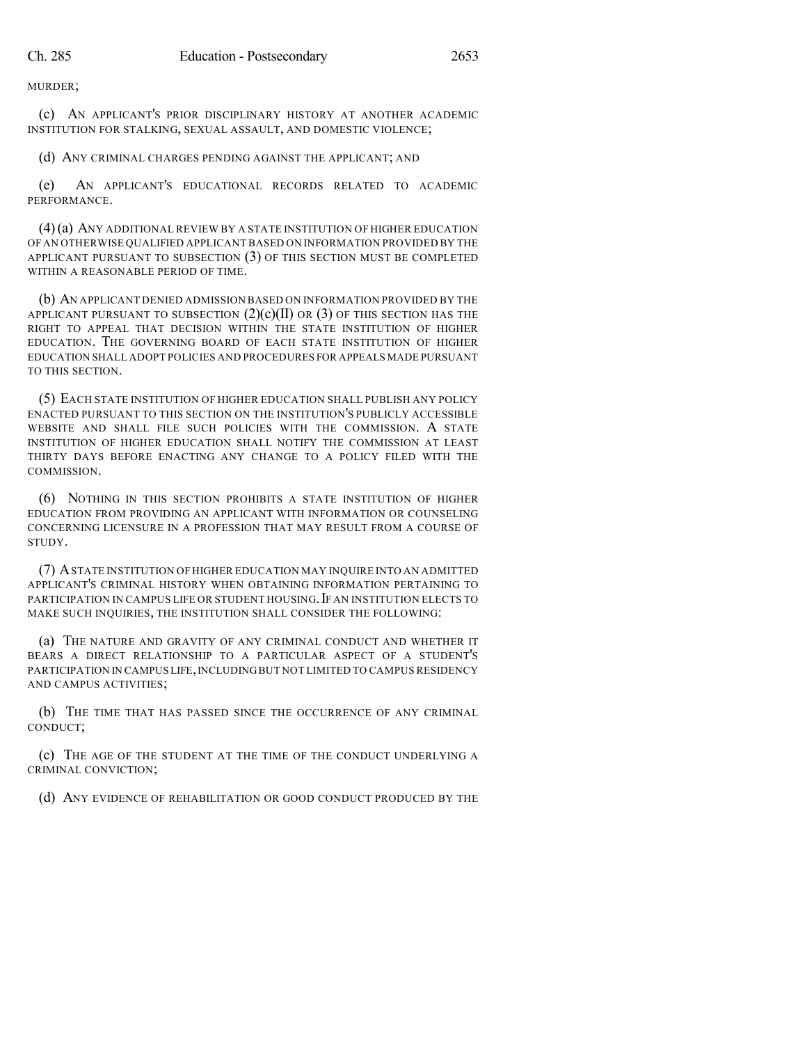MURDER;

(c) AN APPLICANT'S PRIOR DISCIPLINARY HISTORY AT ANOTHER ACADEMIC INSTITUTION FOR STALKING, SEXUAL ASSAULT, AND DOMESTIC VIOLENCE;

(d) ANY CRIMINAL CHARGES PENDING AGAINST THE APPLICANT; AND

(e) AN APPLICANT'S EDUCATIONAL RECORDS RELATED TO ACADEMIC PERFORMANCE.

(4) (a) ANY ADDITIONAL REVIEW BY A STATE INSTITUTION OF HIGHER EDUCATION OF AN OTHERWISE QUALIFIED APPLICANT BASED ON INFORMATION PROVIDED BY THE APPLICANT PURSUANT TO SUBSECTION (3) OF THIS SECTION MUST BE COMPLETED WITHIN A REASONABLE PERIOD OF TIME.

(b) AN APPLICANT DENIED ADMISSION BASED ON INFORMATION PROVIDED BY THE APPLICANT PURSUANT TO SUBSECTION (2)(c)(II) OR (3) OF THIS SECTION HAS THE RIGHT TO APPEAL THAT DECISION WITHIN THE STATE INSTITUTION OF HIGHER EDUCATION. THE GOVERNING BOARD OF EACH STATE INSTITUTION OF HIGHER EDUCATION SHALL ADOPT POLICIES AND PROCEDURES FOR APPEALS MADE PURSUANT TO THIS SECTION.

(5) EACH STATE INSTITUTION OF HIGHER EDUCATION SHALL PUBLISH ANY POLICY ENACTED PURSUANT TO THIS SECTION ON THE INSTITUTION'S PUBLICLY ACCESSIBLE WEBSITE AND SHALL FILE SUCH POLICIES WITH THE COMMISSION. A STATE INSTITUTION OF HIGHER EDUCATION SHALL NOTIFY THE COMMISSION AT LEAST THIRTY DAYS BEFORE ENACTING ANY CHANGE TO A POLICY FILED WITH THE COMMISSION.

(6) NOTHING IN THIS SECTION PROHIBITS A STATE INSTITUTION OF HIGHER EDUCATION FROM PROVIDING AN APPLICANT WITH INFORMATION OR COUNSELING CONCERNING LICENSURE IN A PROFESSION THAT MAY RESULT FROM A COURSE OF STUDY.

(7) A STATE INSTITUTION OF HIGHER EDUCATION MAY INQUIRE INTO AN ADMITTED APPLICANT'S CRIMINAL HISTORY WHEN OBTAINING INFORMATION PERTAINING TO PARTICIPATION IN CAMPUS LIFE OR STUDENT HOUSING. IF AN INSTITUTION ELECTS TO MAKE SUCH INQUIRIES, THE INSTITUTION SHALL CONSIDER THE FOLLOWING:

(a) THE NATURE AND GRAVITY OF ANY CRIMINAL CONDUCT AND WHETHER IT BEARS A DIRECT RELATIONSHIP TO A PARTICULAR ASPECT OF A STUDENT'S PARTICIPATION IN CAMPUS LIFE, INCLUDING BUT NOT LIMITED TO CAMPUS RESIDENCY AND CAMPUS ACTIVITIES;

(b) THE TIME THAT HAS PASSED SINCE THE OCCURRENCE OF ANY CRIMINAL CONDUCT;

(c) THE AGE OF THE STUDENT AT THE TIME OF THE CONDUCT UNDERLYING A CRIMINAL CONVICTION;

(d) ANY EVIDENCE OF REHABILITATION OR GOOD CONDUCT PRODUCED BY THE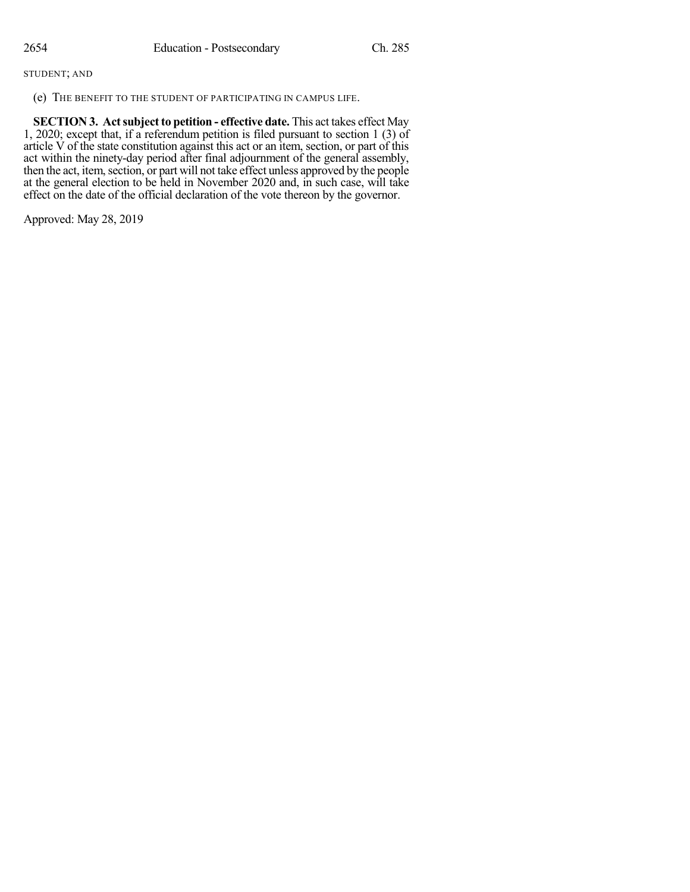STUDENT; AND

(e) THE BENEFIT TO THE STUDENT OF PARTICIPATING IN CAMPUS LIFE.

**SECTION 3. Act subject to petition - effective date.** This act takes effect May 1, 2020; except that, if a referendum petition is filed pursuant to section 1 (3) of article V of the state constitution against this act or an item, section, or part of this act within the ninety-day period after final adjournment of the general assembly, then the act, item, section, or part will not take effect unless approved by the people at the general election to be held in November 2020 and, in such case, will take effect on the date of the official declaration of the vote thereon by the governor.

Approved: May 28, 2019